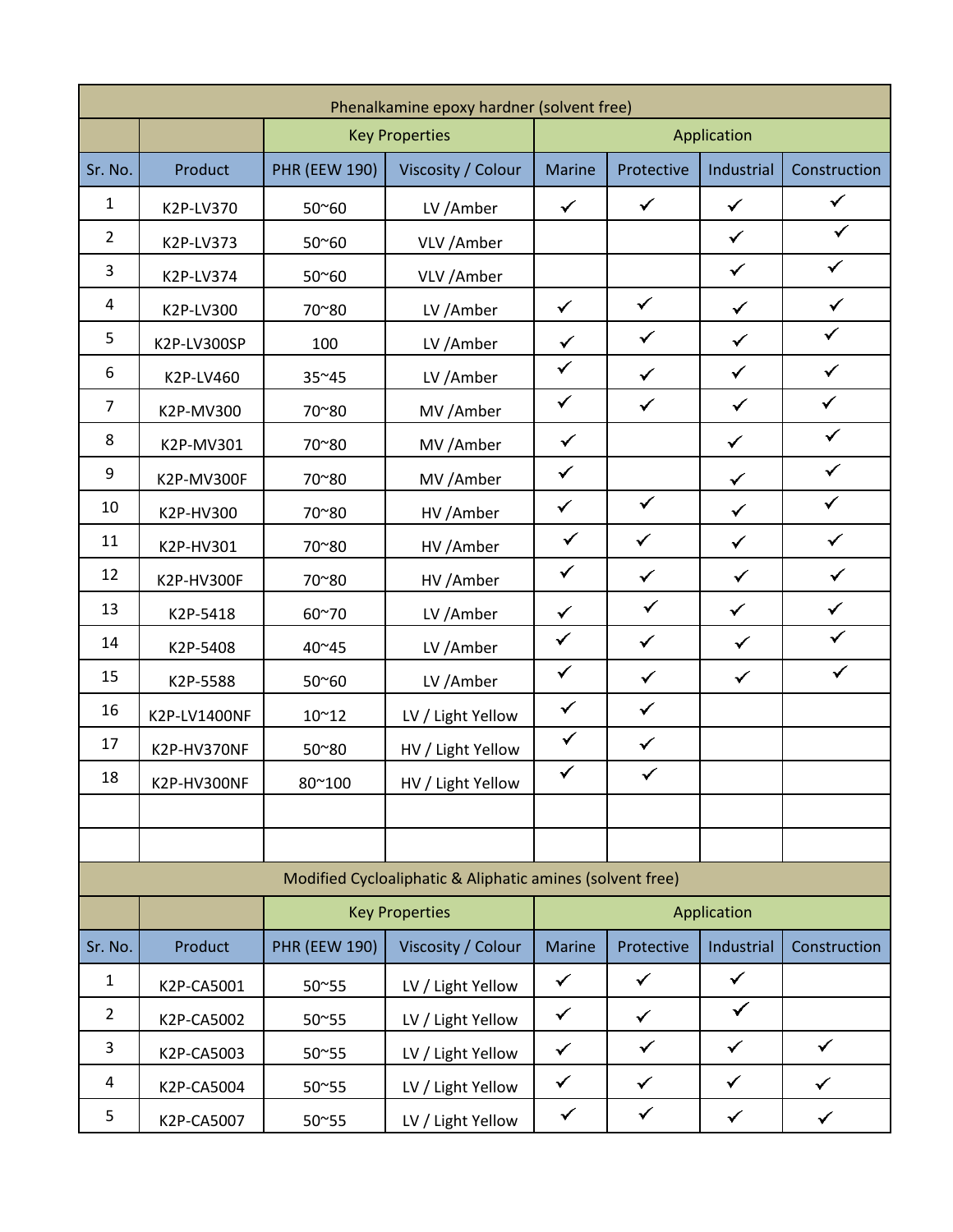| Phenalkamine epoxy hardner (solvent free) | | | | | | | |
|---|---|---|---|---|---|---|---|
| | | Key Properties | | Application | | | |
| Sr. No. | Product | PHR (EEW 190) | Viscosity / Colour | Marine | Protective | Industrial | Construction |
| 1 | K2P-LV370 | 50~60 | LV /Amber | ✓ | ✓ | ✓ | ✓ |
| 2 | K2P-LV373 | 50~60 | VLV /Amber | | | ✓ | ✓ |
| 3 | K2P-LV374 | 50~60 | VLV /Amber | | | ✓ | ✓ |
| 4 | K2P-LV300 | 70~80 | LV /Amber | ✓ | ✓ | ✓ | ✓ |
| 5 | K2P-LV300SP | 100 | LV /Amber | ✓ | ✓ | ✓ | ✓ |
| 6 | K2P-LV460 | 35~45 | LV /Amber | ✓ | ✓ | ✓ | ✓ |
| 7 | K2P-MV300 | 70~80 | MV /Amber | ✓ | ✓ | ✓ | ✓ |
| 8 | K2P-MV301 | 70~80 | MV /Amber | ✓ | | ✓ | ✓ |
| 9 | K2P-MV300F | 70~80 | MV /Amber | ✓ | | ✓ | ✓ |
| 10 | K2P-HV300 | 70~80 | HV /Amber | ✓ | ✓ | ✓ | ✓ |
| 11 | K2P-HV301 | 70~80 | HV /Amber | ✓ | ✓ | ✓ | ✓ |
| 12 | K2P-HV300F | 70~80 | HV /Amber | ✓ | ✓ | ✓ | ✓ |
| 13 | K2P-5418 | 60~70 | LV /Amber | ✓ | ✓ | ✓ | ✓ |
| 14 | K2P-5408 | 40~45 | LV /Amber | ✓ | ✓ | ✓ | ✓ |
| 15 | K2P-5588 | 50~60 | LV /Amber | ✓ | ✓ | ✓ | ✓ |
| 16 | K2P-LV1400NF | 10~12 | LV / Light Yellow | ✓ | ✓ | | |
| 17 | K2P-HV370NF | 50~80 | HV / Light Yellow | ✓ | ✓ | | |
| 18 | K2P-HV300NF | 80~100 | HV / Light Yellow | ✓ | ✓ | | |
| | | | | | | | |
| | | | | | | | |

| Modified Cycloaliphatic & Aliphatic amines (solvent free) | | | | | | | |
|---|---|---|---|---|---|---|---|
| | | Key Properties | | Application | | | |
| Sr. No. | Product | PHR (EEW 190) | Viscosity / Colour | Marine | Protective | Industrial | Construction |
| 1 | K2P-CA5001 | 50~55 | LV / Light Yellow | ✓ | ✓ | ✓ | |
| 2 | K2P-CA5002 | 50~55 | LV / Light Yellow | ✓ | ✓ | ✓ | |
| 3 | K2P-CA5003 | 50~55 | LV / Light Yellow | ✓ | ✓ | ✓ | ✓ |
| 4 | K2P-CA5004 | 50~55 | LV / Light Yellow | ✓ | ✓ | ✓ | ✓ |
| 5 | K2P-CA5007 | 50~55 | LV / Light Yellow | ✓ | ✓ | ✓ | ✓ |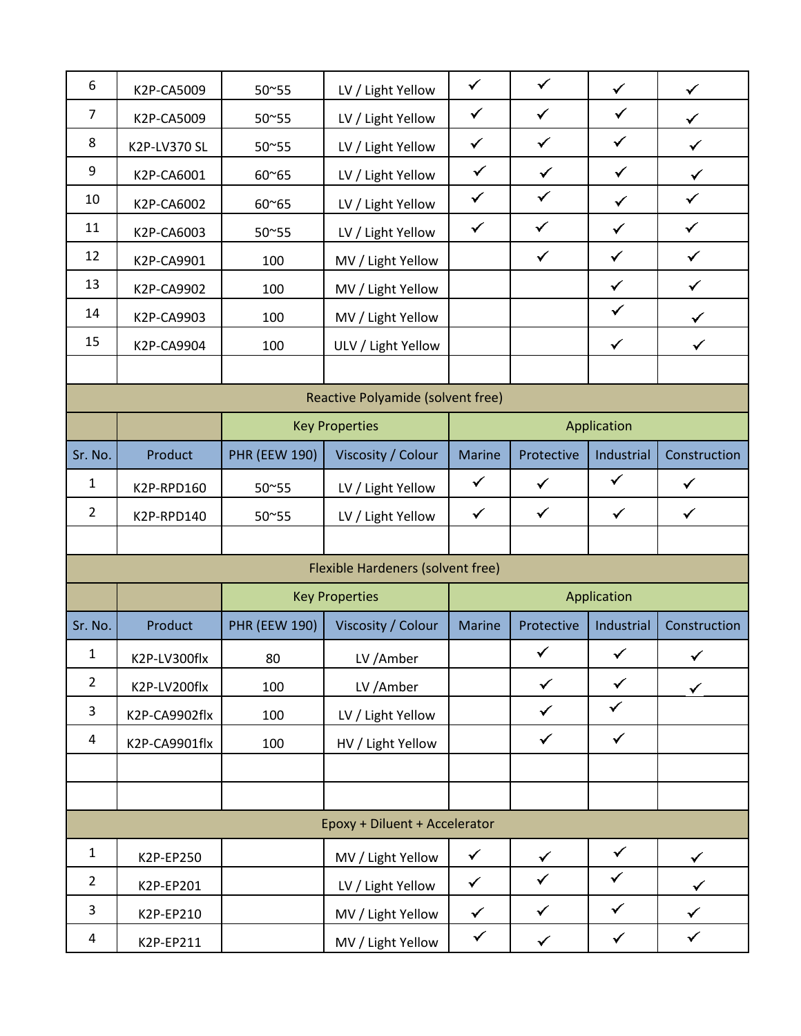| 6 | K2P-CA5009 | 50~55 | LV / Light Yellow | ✓ | ✓ | ✓ | ✓ |
|---|---|---|---|---|---|---|---|
| 7 | K2P-CA5009 | 50~55 | LV / Light Yellow | ✓ | ✓ | ✓ | ✓ |
| 8 | K2P-LV370 SL | 50~55 | LV / Light Yellow | ✓ | ✓ | ✓ | ✓ |
| 9 | K2P-CA6001 | 60~65 | LV / Light Yellow | ✓ | ✓ | ✓ | ✓ |
| 10 | K2P-CA6002 | 60~65 | LV / Light Yellow | ✓ | ✓ | ✓ | ✓ |
| 11 | K2P-CA6003 | 50~55 | LV / Light Yellow | ✓ | ✓ | ✓ | ✓ |
| 12 | K2P-CA9901 | 100 | MV / Light Yellow | | ✓ | ✓ | ✓ |
| 13 | K2P-CA9902 | 100 | MV / Light Yellow | | | ✓ | ✓ |
| 14 | K2P-CA9903 | 100 | MV / Light Yellow | | | ✓ | ✓ |
| 15 | K2P-CA9904 | 100 | ULV / Light Yellow | | | ✓ | ✓ |
| | | | | | | | |

| Reactive Polyamide (solvent free) | | | | | | | |
|---|---|---|---|---|---|---|---|
| | | Key Properties | | Application | | | |
| Sr. No. | Product | PHR (EEW 190) | Viscosity / Colour | Marine | Protective | Industrial | Construction |
| 1 | K2P-RPD160 | 50~55 | LV / Light Yellow | ✓ | ✓ | ✓ | ✓ |
| 2 | K2P-RPD140 | 50~55 | LV / Light Yellow | ✓ | ✓ | ✓ | ✓ |
| | | | | | | | |

| Flexible Hardeners (solvent free) | | | | | | | |
|---|---|---|---|---|---|---|---|
| | | Key Properties | | Application | | | |
| Sr. No. | Product | PHR (EEW 190) | Viscosity / Colour | Marine | Protective | Industrial | Construction |
| 1 | K2P-LV300flx | 80 | LV /Amber | | ✓ | ✓ | ✓ |
| 2 | K2P-LV200flx | 100 | LV /Amber | | ✓ | ✓ | ✓ |
| 3 | K2P-CA9902flx | 100 | LV / Light Yellow | | ✓ | ✓ | |
| 4 | K2P-CA9901flx | 100 | HV / Light Yellow | | ✓ | ✓ | |
| | | | | | | | |
| | | | | | | | |

| Epoxy + Diluent + Accelerator | | | | | | | |
|---|---|---|---|---|---|---|---|
| 1 | K2P-EP250 | | MV / Light Yellow | ✓ | ✓ | ✓ | ✓ |
| 2 | K2P-EP201 | | LV / Light Yellow | ✓ | ✓ | ✓ | ✓ |
| 3 | K2P-EP210 | | MV / Light Yellow | ✓ | ✓ | ✓ | ✓ |
| 4 | K2P-EP211 | | MV / Light Yellow | ✓ | ✓ | ✓ | ✓ |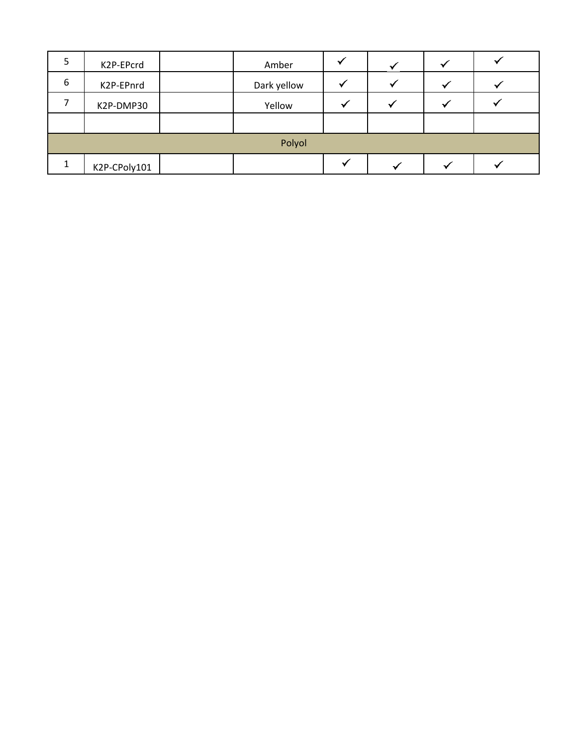| | | | | | | | |
|---|---|---|---|---|---|---|---|
| 5 | K2P-EPcrd | | Amber | ✓ | ✓ | ✓ | ✓ |
| 6 | K2P-EPnrd | | Dark yellow | ✓ | ✓ | ✓ | ✓ |
| 7 | K2P-DMP30 | | Yellow | ✓ | ✓ | ✓ | ✓ |
| | | | | | | | |
| Polyol | | | | | | | |
| 1 | K2P-CPoly101 | | | ✓ | ✓ | ✓ | ✓ |